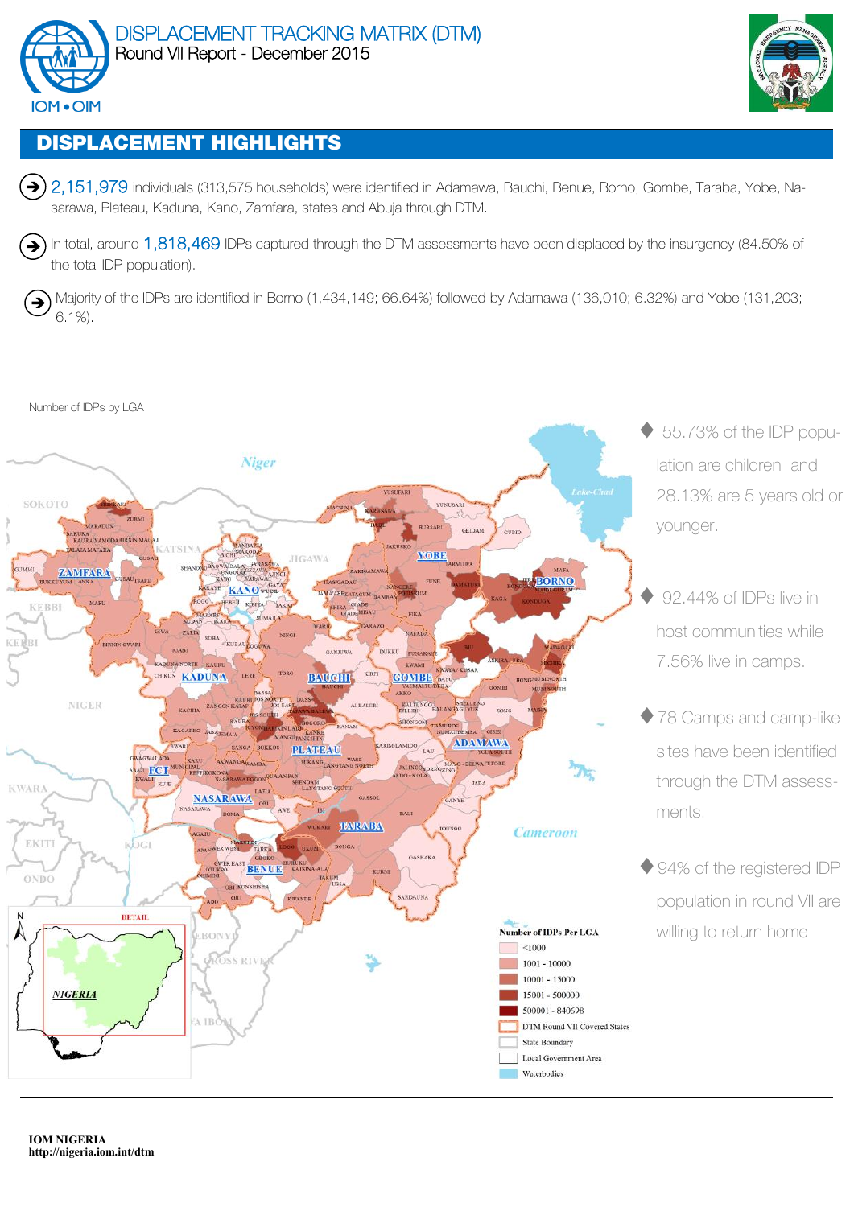# DISPLACEMENT TRACKING MATRIX (DTM)

Round VII Report - December 2015

## DISPLACEMENT HIGHLIGHTS

- 2,151,979 individuals (313,575 households) were identified in Adamawa, Bauchi, Benue, Borno, Gombe, Taraba, Yobe, Nasarawa, Plateau, Kaduna, Kano, Zamfara, states and Abuja through DTM.
- In total, around 1,818,469 IDPs captured through the DTM assessments have been displaced by the insurgency (84.50% of the total IDP population).
- Majority of the IDPs are identified in Borno (1,434,149; 66.64%) followed by Adamawa (136,010; 6.32%) and Yobe (131,203; 6.1%).

Number of IDPs by LGA

- 55.73% of the IDP population are children and 28.13% are 5 years old or younger.
- 92.44% of IDPs live in host communities while 7.56% live in camps.
- 78 Camps and camp-like sites have been identified through the DTM assessments.
- 94% of the registered IDP population in round VII are willing to return home

**IOM NIGERIA**
**http://nigeria.iom.int/dtm**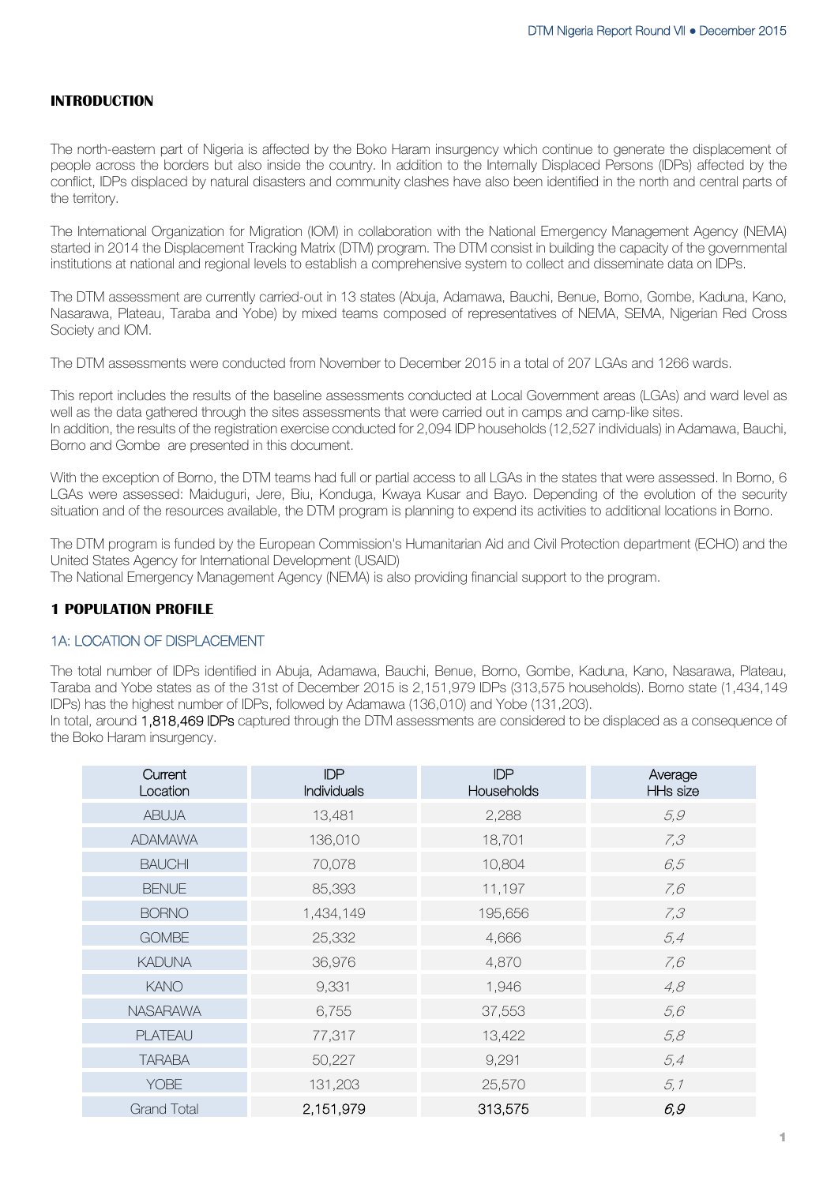## INTRODUCTION

The north-eastern part of Nigeria is affected by the Boko Haram insurgency which continue to generate the displacement of people across the borders but also inside the country. In addition to the Internally Displaced Persons (IDPs) affected by the conflict, IDPs displaced by natural disasters and community clashes have also been identified in the north and central parts of the territory.

The International Organization for Migration (IOM) in collaboration with the National Emergency Management Agency (NEMA) started in 2014 the Displacement Tracking Matrix (DTM) program. The DTM consist in building the capacity of the governmental institutions at national and regional levels to establish a comprehensive system to collect and disseminate data on IDPs.

The DTM assessment are currently carried-out in 13 states (Abuja, Adamawa, Bauchi, Benue, Borno, Gombe, Kaduna, Kano, Nasarawa, Plateau, Taraba and Yobe) by mixed teams composed of representatives of NEMA, SEMA, Nigerian Red Cross Society and IOM.

The DTM assessments were conducted from November to December 2015 in a total of 207 LGAs and 1266 wards.

This report includes the results of the baseline assessments conducted at Local Government areas (LGAs) and ward level as well as the data gathered through the sites assessments that were carried out in camps and camp-like sites.
In addition, the results of the registration exercise conducted for 2,094 IDP households (12,527 individuals) in Adamawa, Bauchi, Borno and Gombe are presented in this document.

With the exception of Borno, the DTM teams had full or partial access to all LGAs in the states that were assessed. In Borno, 6 LGAs were assessed: Maiduguri, Jere, Biu, Konduga, Kwaya Kusar and Bayo. Depending of the evolution of the security situation and of the resources available, the DTM program is planning to expend its activities to additional locations in Borno.

The DTM program is funded by the European Commission's Humanitarian Aid and Civil Protection department (ECHO) and the United States Agency for International Development (USAID)
The National Emergency Management Agency (NEMA) is also providing financial support to the program.

## 1 POPULATION PROFILE

### 1A: LOCATION OF DISPLACEMENT

The total number of IDPs identified in Abuja, Adamawa, Bauchi, Benue, Borno, Gombe, Kaduna, Kano, Nasarawa, Plateau, Taraba and Yobe states as of the 31st of December 2015 is 2,151,979 IDPs (313,575 households). Borno state (1,434,149 IDPs) has the highest number of IDPs, followed by Adamawa (136,010) and Yobe (131,203).
In total, around 1,818,469 IDPs captured through the DTM assessments are considered to be displaced as a consequence of the Boko Haram insurgency.

| Current Location | IDP Individuals | IDP Households | Average HHs size |
|---|---|---|---|
| ABUJA | 13,481 | 2,288 | *5,9* |
| ADAMAWA | 136,010 | 18,701 | *7,3* |
| BAUCHI | 70,078 | 10,804 | *6,5* |
| BENUE | 85,393 | 11,197 | *7,6* |
| BORNO | 1,434,149 | 195,656 | *7,3* |
| GOMBE | 25,332 | 4,666 | *5,4* |
| KADUNA | 36,976 | 4,870 | *7,6* |
| KANO | 9,331 | 1,946 | *4,8* |
| NASARAWA | 6,755 | 37,553 | *5,6* |
| PLATEAU | 77,317 | 13,422 | *5,8* |
| TARABA | 50,227 | 9,291 | *5,4* |
| YOBE | 131,203 | 25,570 | *5,1* |
| Grand Total | 2,151,979 | 313,575 | *6,9* |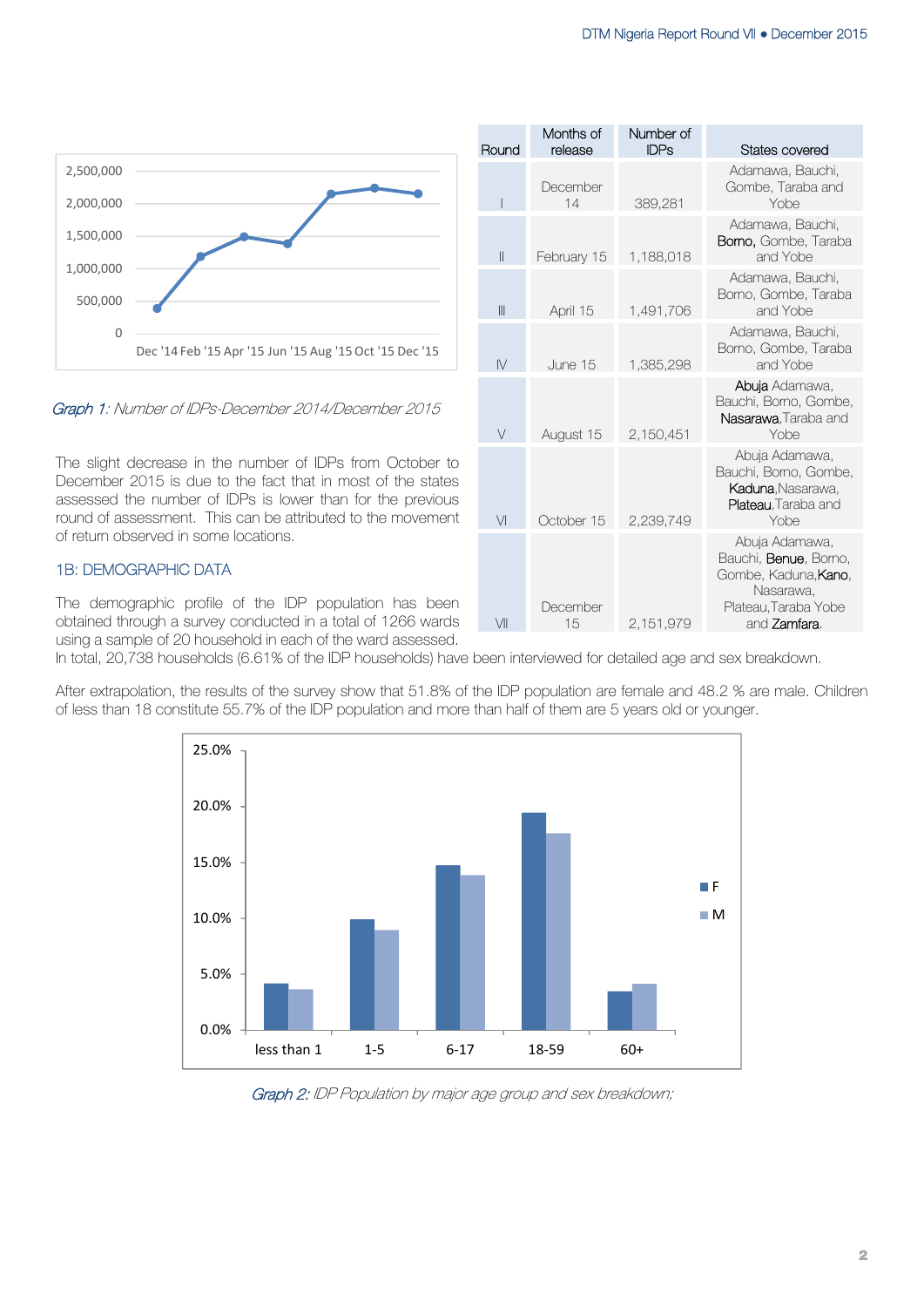Graph 1: Number of IDPs-December 2014/December 2015

| Round | Months of release | Number of IDPs | States covered |
|---|---|---|---|
| I | December 14 | 389,281 | Adamawa, Bauchi, Gombe, Taraba and Yobe |
| II | February 15 | 1,188,018 | Adamawa, Bauchi, Borno, Gombe, Taraba and Yobe |
| III | April 15 | 1,491,706 | Adamawa, Bauchi, Borno, Gombe, Taraba and Yobe |
| IV | June 15 | 1,385,298 | Adamawa, Bauchi, Borno, Gombe, Taraba and Yobe |
| V | August 15 | 2,150,451 | Abuja Adamawa, Bauchi, Borno, Gombe, Nasarawa,Taraba and Yobe |
| VI | October 15 | 2,239,749 | Abuja Adamawa, Bauchi, Borno, Gombe, Kaduna,Nasarawa, Plateau,Taraba and Yobe |
| VII | December 15 | 2,151,979 | Abuja Adamawa, Bauchi, Benue, Borno, Gombe, Kaduna,Kano, Nasarawa, Plateau,Taraba Yobe and Zamfara. |

The slight decrease in the number of IDPs from October to December 2015 is due to the fact that in most of the states assessed the number of IDPs is lower than for the previous round of assessment. This can be attributed to the movement of return observed in some locations.

## 1B: DEMOGRAPHIC DATA

The demographic profile of the IDP population has been obtained through a survey conducted in a total of 1266 wards using a sample of 20 household in each of the ward assessed. In total, 20,738 households (6.61% of the IDP households) have been interviewed for detailed age and sex breakdown.

After extrapolation, the results of the survey show that 51.8% of the IDP population are female and 48.2 % are male. Children of less than 18 constitute 55.7% of the IDP population and more than half of them are 5 years old or younger.

Graph 2: IDP Population by major age group and sex breakdown;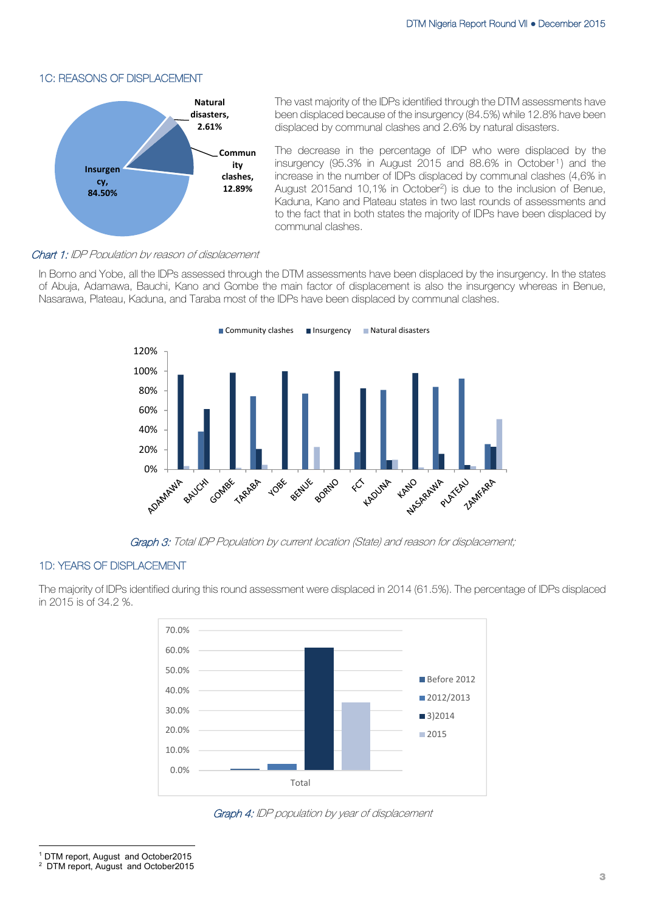## 1C: REASONS OF DISPLACEMENT

Natural disasters, 2.61%

Community clashes, 12.89%

Insurgency, 84.50%

The vast majority of the IDPs identified through the DTM assessments have been displaced because of the insurgency (84.5%) while 12.8% have been displaced by communal clashes and 2.6% by natural disasters.

The decrease in the percentage of IDP who were displaced by the insurgency (95.3% in August 2015 and 88.6% in October[1]) and the increase in the number of IDPs displaced by communal clashes (4,6% in August 2015and 10,1% in October[2]) is due to the inclusion of Benue, Kaduna, Kano and Plateau states in two last rounds of assessments and to the fact that in both states the majority of IDPs have been displaced by communal clashes.

*Chart 1: IDP Population by reason of displacement*

In Borno and Yobe, all the IDPs assessed through the DTM assessments have been displaced by the insurgency. In the states of Abuja, Adamawa, Bauchi, Kano and Gombe the main factor of displacement is also the insurgency whereas in Benue, Nasarawa, Plateau, Kaduna, and Taraba most of the IDPs have been displaced by communal clashes.

*Graph 3: Total IDP Population by current location (State) and reason for displacement;*

## 1D: YEARS OF DISPLACEMENT

The majority of IDPs identified during this round assessment were displaced in 2014 (61.5%). The percentage of IDPs displaced in 2015 is of 34.2 %.

*Graph 4: IDP population by year of displacement*

[1] DTM report, August and October2015

[2] DTM report, August and October2015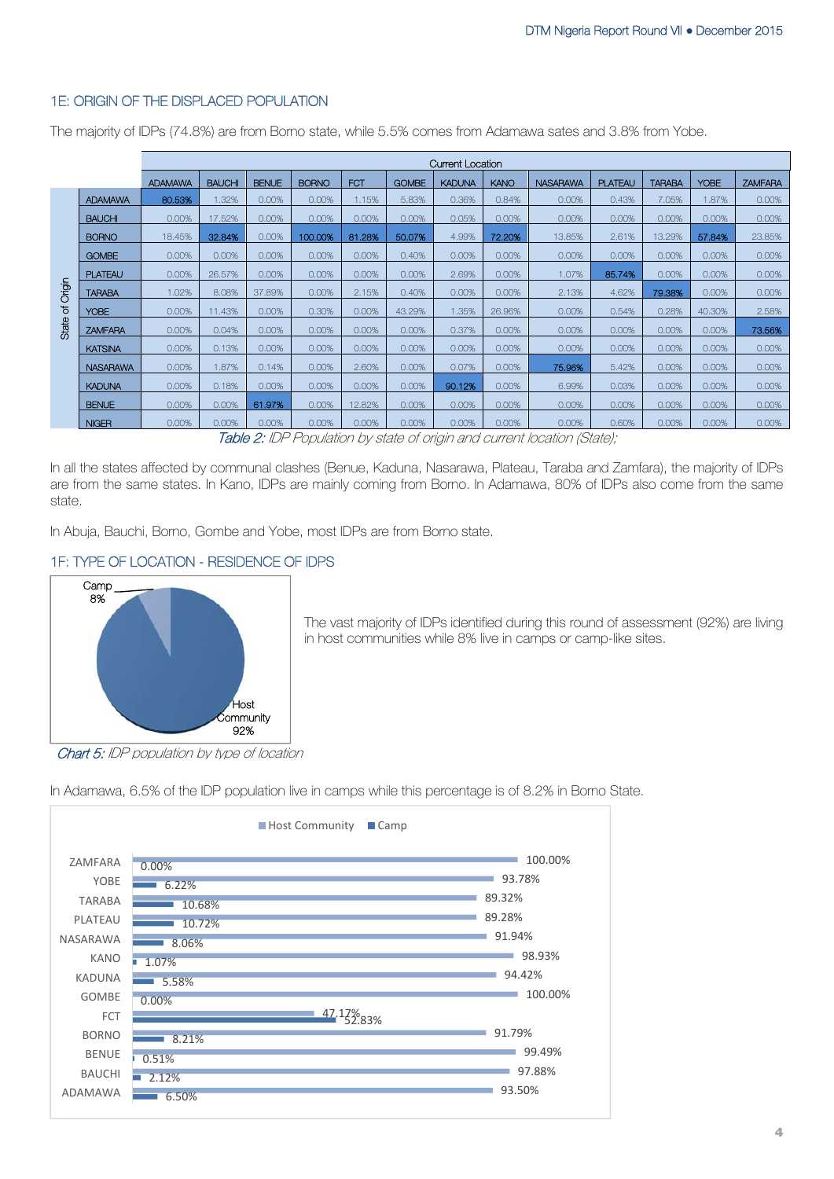## 1E: ORIGIN OF THE DISPLACED POPULATION

The majority of IDPs (74.8%) are from Borno state, while 5.5% comes from Adamawa sates and 3.8% from Yobe.

| | | Current Location | | | | | | | | | | | | |
|---|---|---|---|---|---|---|---|---|---|---|---|---|---|---|
| | | ADAMAWA | BAUCHI | BENUE | BORNO | FCT | GOMBE | KADUNA | KANO | NASARAWA | PLATEAU | TARABA | YOBE | ZAMFARA |
| State of Origin | ADAMAWA | 80.53% | 1.32% | 0.00% | 0.00% | 1.15% | 5.83% | 0.36% | 0.84% | 0.00% | 0.43% | 7.05% | 1.87% | 0.00% |
| | BAUCHI | 0.00% | 17.52% | 0.00% | 0.00% | 0.00% | 0.00% | 0.05% | 0.00% | 0.00% | 0.00% | 0.00% | 0.00% | 0.00% |
| | BORNO | 18.45% | 32.84% | 0.00% | 100.00% | 81.28% | 50.07% | 4.99% | 72.20% | 13.85% | 2.61% | 13.29% | 57.84% | 23.85% |
| | GOMBE | 0.00% | 0.00% | 0.00% | 0.00% | 0.00% | 0.40% | 0.00% | 0.00% | 0.00% | 0.00% | 0.00% | 0.00% | 0.00% |
| | PLATEAU | 0.00% | 26.57% | 0.00% | 0.00% | 0.00% | 0.00% | 2.69% | 0.00% | 1.07% | 85.74% | 0.00% | 0.00% | 0.00% |
| | TARABA | 1.02% | 8.08% | 37.89% | 0.00% | 2.15% | 0.40% | 0.00% | 0.00% | 2.13% | 4.62% | 79.38% | 0.00% | 0.00% |
| | YOBE | 0.00% | 11.43% | 0.00% | 0.30% | 0.00% | 43.29% | 1.35% | 26.96% | 0.00% | 0.54% | 0.28% | 40.30% | 2.58% |
| | ZAMFARA | 0.00% | 0.04% | 0.00% | 0.00% | 0.00% | 0.00% | 0.37% | 0.00% | 0.00% | 0.00% | 0.00% | 0.00% | 73.56% |
| | KATSINA | 0.00% | 0.13% | 0.00% | 0.00% | 0.00% | 0.00% | 0.00% | 0.00% | 0.00% | 0.00% | 0.00% | 0.00% | 0.00% |
| | NASARAWA | 0.00% | 1.87% | 0.14% | 0.00% | 2.60% | 0.00% | 0.07% | 0.00% | 75.96% | 5.42% | 0.00% | 0.00% | 0.00% |
| | KADUNA | 0.00% | 0.18% | 0.00% | 0.00% | 0.00% | 0.00% | 90.12% | 0.00% | 6.99% | 0.03% | 0.00% | 0.00% | 0.00% |
| | BENUE | 0.00% | 0.00% | 61.97% | 0.00% | 12.82% | 0.00% | 0.00% | 0.00% | 0.00% | 0.00% | 0.00% | 0.00% | 0.00% |
| | NIGER | 0.00% | 0.00% | 0.00% | 0.00% | 0.00% | 0.00% | 0.00% | 0.00% | 0.00% | 0.60% | 0.00% | 0.00% | 0.00% |

*Table 2: IDP Population by state of origin and current location (State);*

In all the states affected by communal clashes (Benue, Kaduna, Nasarawa, Plateau, Taraba and Zamfara), the majority of IDPs are from the same states. In Kano, IDPs are mainly coming from Borno. In Adamawa, 80% of IDPs also come from the same state.

In Abuja, Bauchi, Borno, Gombe and Yobe, most IDPs are from Borno state.

## 1F: TYPE OF LOCATION - RESIDENCE OF IDPS

| Type of location | Share |
|---|---|
| Camp | 8% |
| Host Community | 92% |

*Chart 5: IDP population by type of location*

The vast majority of IDPs identified during this round of assessment (92%) are living in host communities while 8% live in camps or camp-like sites.

In Adamawa, 6.5% of the IDP population live in camps while this percentage is of 8.2% in Borno State.

| State | Host Community | Camp |
|---|---|---|
| ZAMFARA | 100.00% | 0.00% |
| YOBE | 93.78% | 6.22% |
| TARABA | 89.32% | 10.68% |
| PLATEAU | 89.28% | 10.72% |
| NASARAWA | 91.94% | 8.06% |
| KANO | 98.93% | 1.07% |
| KADUNA | 94.42% | 5.58% |
| GOMBE | 100.00% | 0.00% |
| FCT | 47.17% | 52.83% |
| BORNO | 91.79% | 8.21% |
| BENUE | 99.49% | 0.51% |
| BAUCHI | 97.88% | 2.12% |
| ADAMAWA | 93.50% | 6.50% |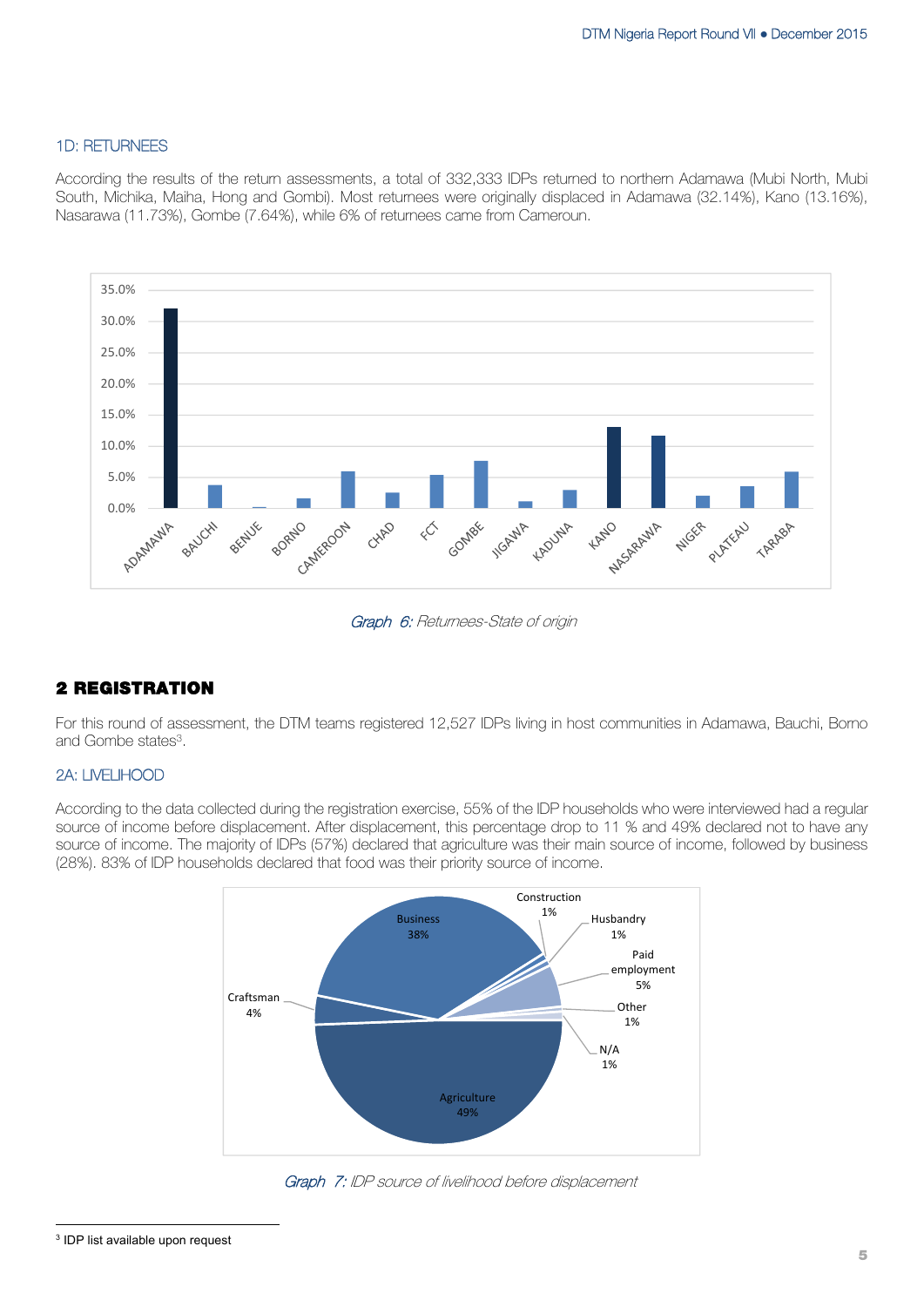### 1D: RETURNEES

According the results of the return assessments, a total of 332,333 IDPs returned to northern Adamawa (Mubi North, Mubi South, Michika, Maiha, Hong and Gombi). Most returnees were originally displaced in Adamawa (32.14%), Kano (13.16%), Nasarawa (11.73%), Gombe (7.64%), while 6% of returnees came from Cameroun.

*Graph 6: Returnees-State of origin*

## 2 REGISTRATION

For this round of assessment, the DTM teams registered 12,527 IDPs living in host communities in Adamawa, Bauchi, Borno and Gombe states[3].

### 2A: LIVELIHOOD

According to the data collected during the registration exercise, 55% of the IDP households who were interviewed had a regular source of income before displacement. After displacement, this percentage drop to 11 % and 49% declared not to have any source of income. The majority of IDPs (57%) declared that agriculture was their main source of income, followed by business (28%). 83% of IDP households declared that food was their priority source of income.

*Graph 7: IDP source of livelihood before displacement*

[3] IDP list available upon request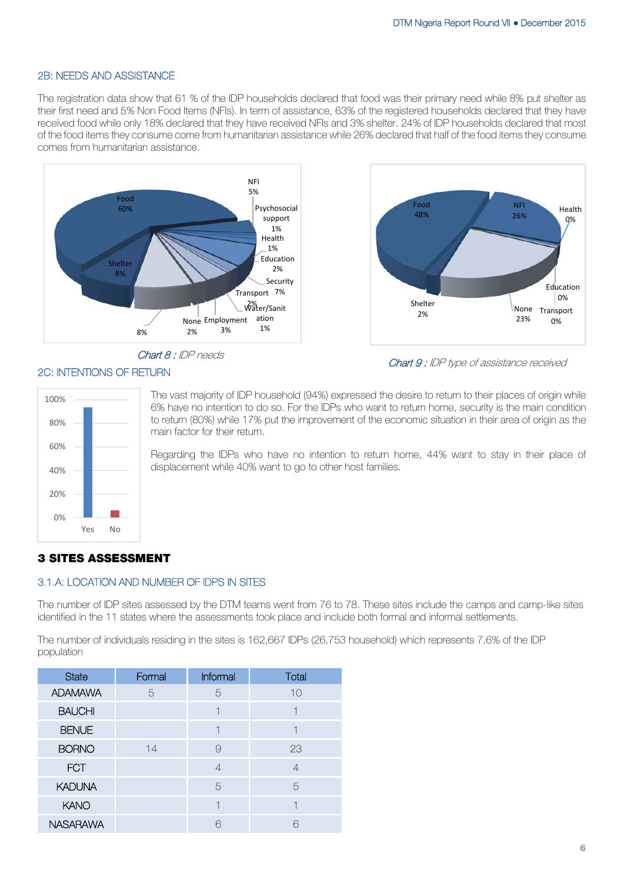## 2B: NEEDS AND ASSISTANCE

The registration data show that 61 % of the IDP households declared that food was their primary need while 8% put shelter as their first need and 5% Non Food Items (NFIs). In term of assistance, 63% of the registered households declared that they have received food while only 18% declared that they have received NFIs and 3% shelter. 24% of IDP households declared that most of the food items they consume come from humanitarian assistance while 26% declared that half of the food items they consume comes from humanitarian assistance.

*Chart 8 : IDP needs*

*Chart 9 : IDP type of assistance received*

## 2C: INTENTIONS OF RETURN

The vast majority of IDP household (94%) expressed the desire to return to their places of origin while 6% have no intention to do so. For the IDPs who want to return home, security is the main condition to return (80%) while 17% put the improvement of the economic situation in their area of origin as the main factor for their return.

Regarding the IDPs who have no intention to return home, 44% want to stay in their place of displacement while 40% want to go to other host families.

# 3 SITES ASSESSMENT

## 3.1.A: LOCATION AND NUMBER OF IDPS IN SITES

The number of IDP sites assessed by the DTM teams went from 76 to 78. These sites include the camps and camp-like sites identified in the 11 states where the assessments took place and include both formal and informal settlements.

The number of individuals residing in the sites is 162,667 IDPs (26,753 household) which represents 7.6% of the IDP population

| State | Formal | Informal | Total |
|---|---|---|---|
| ADAMAWA | 5 | 5 | 10 |
| BAUCHI | | 1 | 1 |
| BENUE | | 1 | 1 |
| BORNO | 14 | 9 | 23 |
| FCT | | 4 | 4 |
| KADUNA | | 5 | 5 |
| KANO | | 1 | 1 |
| NASARAWA | | 6 | 6 |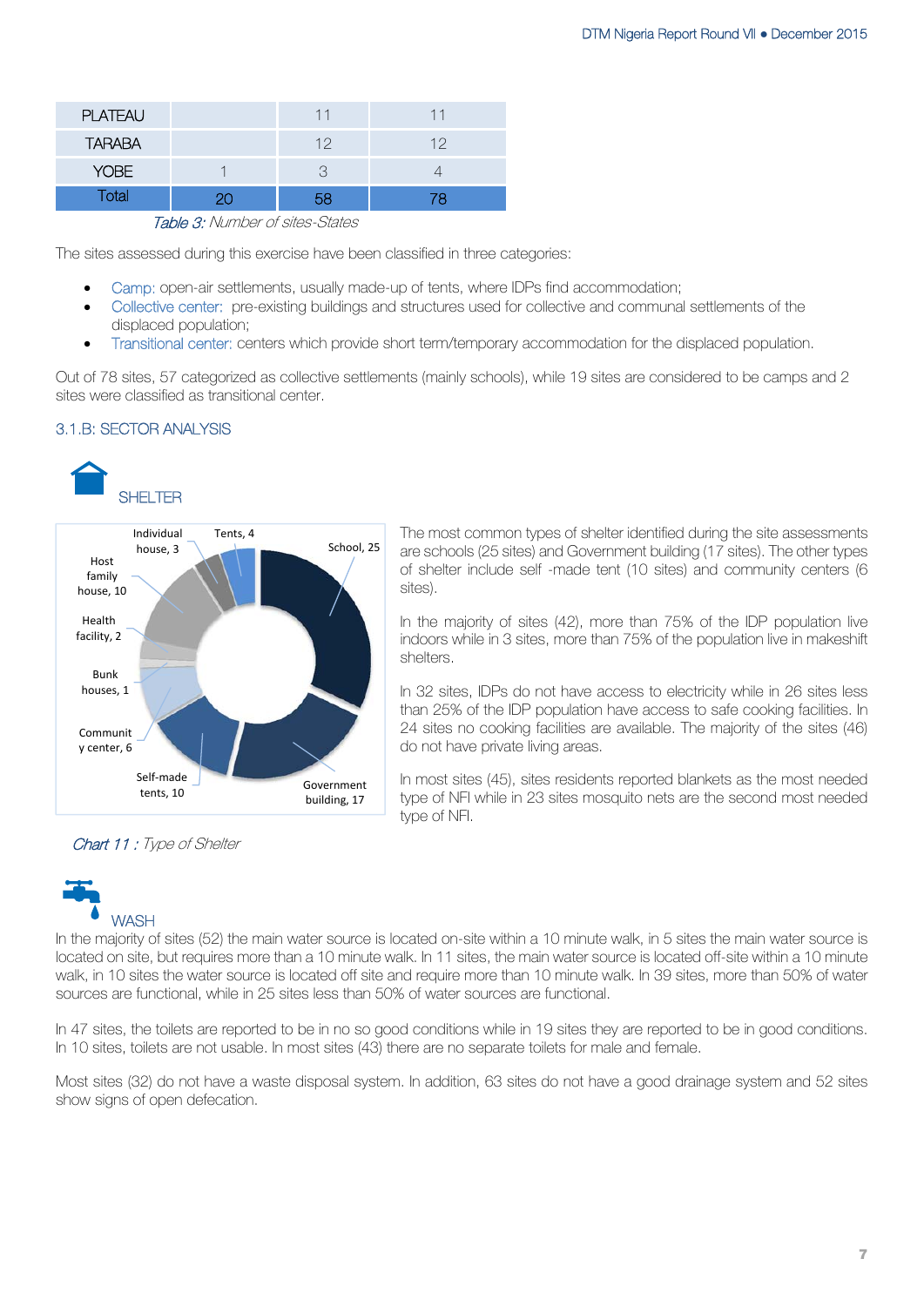| PLATEAU | | 11 | 11 |
|---|---|---|---|
| TARABA | | 12 | 12 |
| YOBE | 1 | 3 | 4 |
| Total | 20 | 58 | 78 |

*Table 3: Number of sites-States*

The sites assessed during this exercise have been classified in three categories:

- Camp: open-air settlements, usually made-up of tents, where IDPs find accommodation;
- Collective center: pre-existing buildings and structures used for collective and communal settlements of the displaced population;
- Transitional center: centers which provide short term/temporary accommodation for the displaced population.

Out of 78 sites, 57 categorized as collective settlements (mainly schools), while 19 sites are considered to be camps and 2 sites were classified as transitional center.

### 3.1.B: SECTOR ANALYSIS

#### SHELTER

Individual house, 3; Tents, 4; School, 25; Host family house, 10; Health facility, 2; Bunk houses, 1; Community center, 6; Self-made tents, 10; Government building, 17

*Chart 11 : Type of Shelter*

The most common types of shelter identified during the site assessments are schools (25 sites) and Government building (17 sites). The other types of shelter include self -made tent (10 sites) and community centers (6 sites).

In the majority of sites (42), more than 75% of the IDP population live indoors while in 3 sites, more than 75% of the population live in makeshift shelters.

In 32 sites, IDPs do not have access to electricity while in 26 sites less than 25% of the IDP population have access to safe cooking facilities. In 24 sites no cooking facilities are available. The majority of the sites (46) do not have private living areas.

In most sites (45), sites residents reported blankets as the most needed type of NFI while in 23 sites mosquito nets are the second most needed type of NFI.

#### WASH

In the majority of sites (52) the main water source is located on-site within a 10 minute walk, in 5 sites the main water source is located on site, but requires more than a 10 minute walk. In 11 sites, the main water source is located off-site within a 10 minute walk, in 10 sites the water source is located off site and require more than 10 minute walk. In 39 sites, more than 50% of water sources are functional, while in 25 sites less than 50% of water sources are functional.

In 47 sites, the toilets are reported to be in no so good conditions while in 19 sites they are reported to be in good conditions. In 10 sites, toilets are not usable. In most sites (43) there are no separate toilets for male and female.

Most sites (32) do not have a waste disposal system. In addition, 63 sites do not have a good drainage system and 52 sites show signs of open defecation.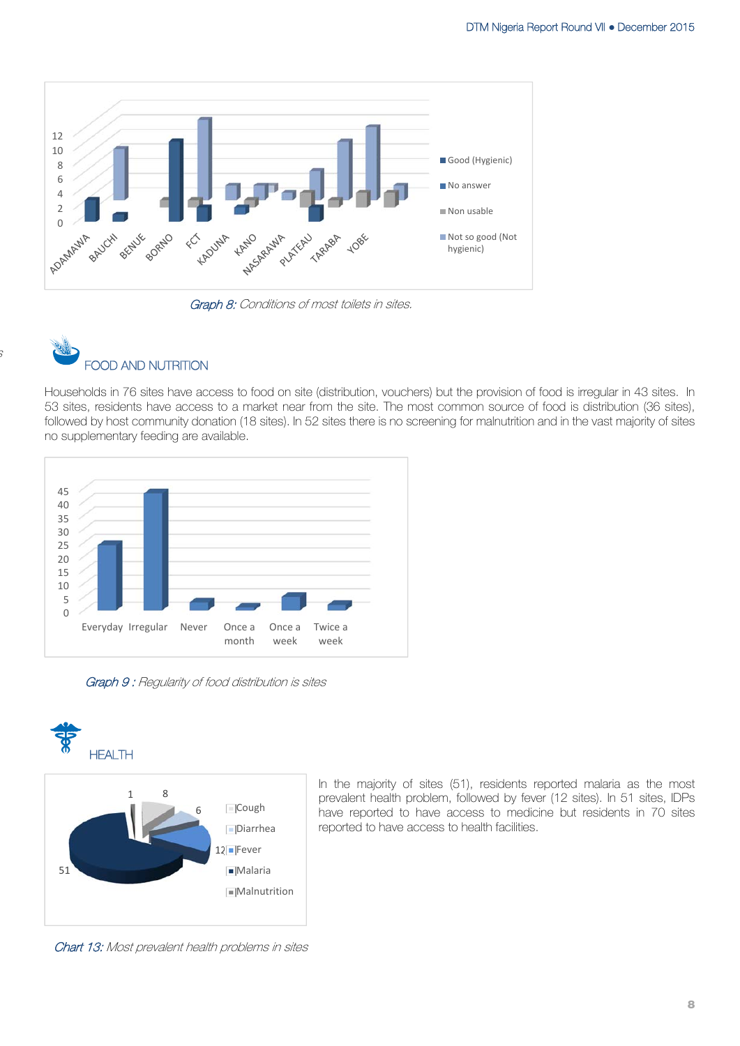Graph 8: Conditions of most toilets in sites.

## FOOD AND NUTRITION

Households in 76 sites have access to food on site (distribution, vouchers) but the provision of food is irregular in 43 sites. In 53 sites, residents have access to a market near from the site. The most common source of food is distribution (36 sites), followed by host community donation (18 sites). In 52 sites there is no screening for malnutrition and in the vast majority of sites no supplementary feeding are available.

Graph 9 : Regularity of food distribution is sites

## HEALTH

Chart 13: Most prevalent health problems in sites

In the majority of sites (51), residents reported malaria as the most prevalent health problem, followed by fever (12 sites). In 51 sites, IDPs have reported to have access to medicine but residents in 70 sites reported to have access to health facilities.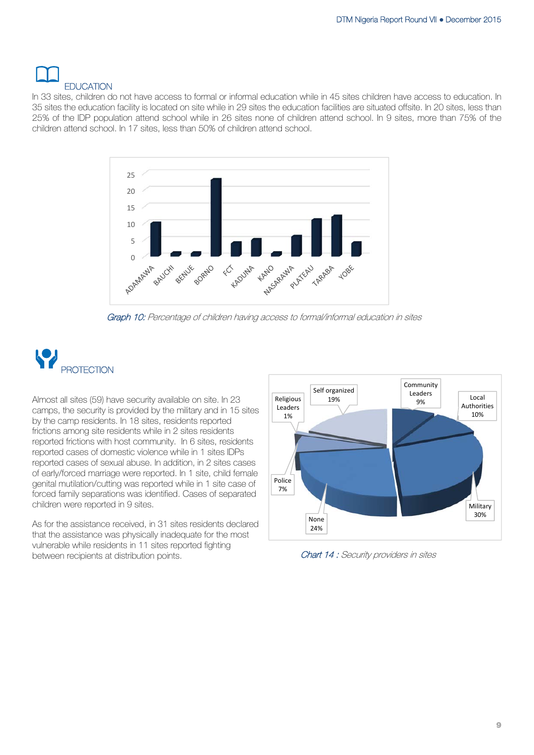## EDUCATION

In 33 sites, children do not have access to formal or informal education while in 45 sites children have access to education. In 35 sites the education facility is located on site while in 29 sites the education facilities are situated offsite. In 20 sites, less than 25% of the IDP population attend school while in 26 sites none of children attend school. In 9 sites, more than 75% of the children attend school. In 17 sites, less than 50% of children attend school.

*Graph 10: Percentage of children having access to formal/informal education in sites*

## PROTECTION

Almost all sites (59) have security available on site. In 23 camps, the security is provided by the military and in 15 sites by the camp residents. In 18 sites, residents reported frictions among site residents while in 2 sites residents reported frictions with host community. In 6 sites, residents reported cases of domestic violence while in 1 sites IDPs reported cases of sexual abuse. In addition, in 2 sites cases of early/forced marriage were reported. In 1 site, child female genital mutilation/cutting was reported while in 1 site case of forced family separations was identified. Cases of separated children were reported in 9 sites.

As for the assistance received, in 31 sites residents declared that the assistance was physically inadequate for the most vulnerable while residents in 11 sites reported fighting between recipients at distribution points.

*Chart 14 : Security providers in sites*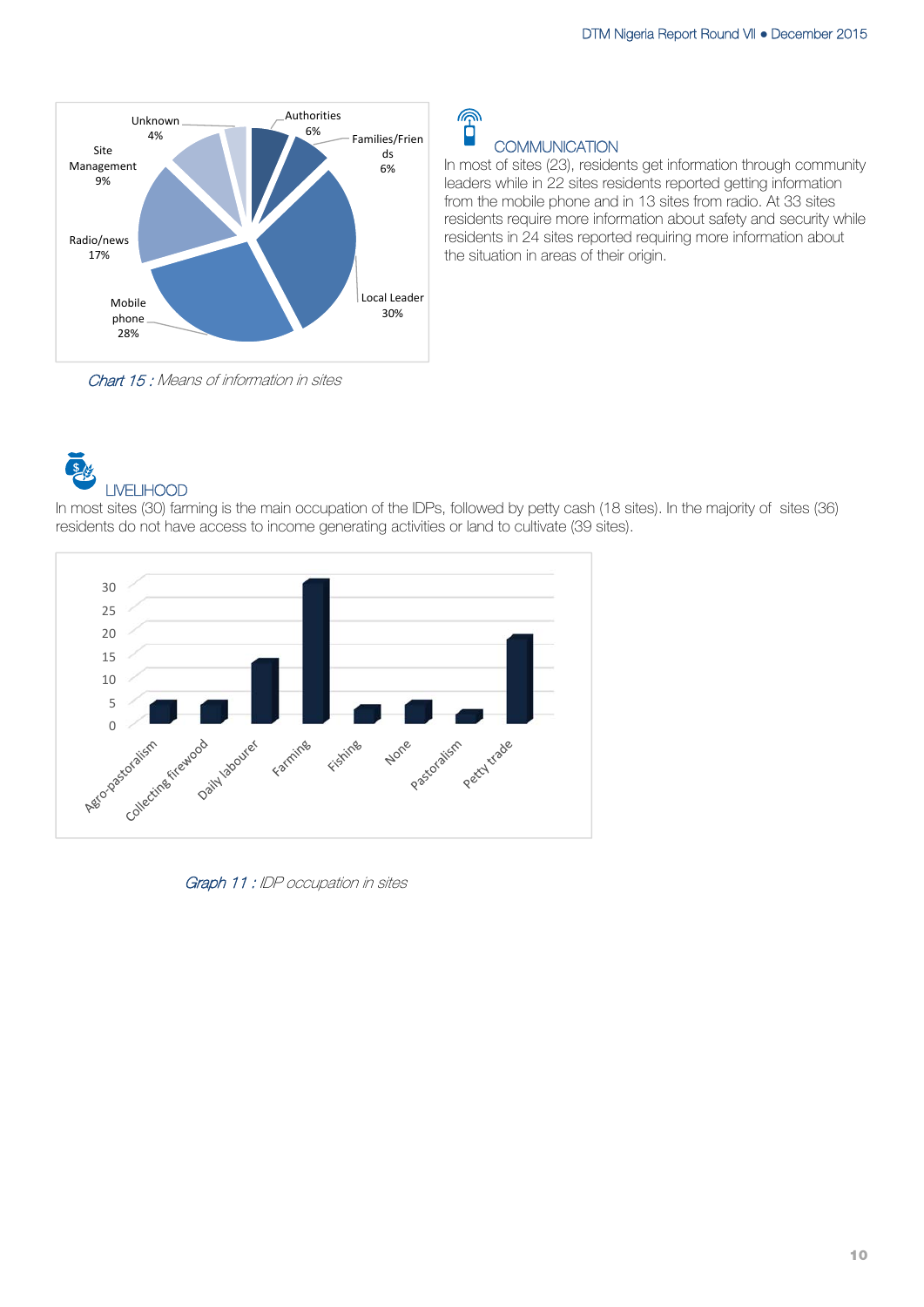Chart 15 : Means of information in sites

## COMMUNICATION

In most of sites (23), residents get information through community leaders while in 22 sites residents reported getting information from the mobile phone and in 13 sites from radio. At 33 sites residents require more information about safety and security while residents in 24 sites reported requiring more information about the situation in areas of their origin.

## LIVELIHOOD

In most sites (30) farming is the main occupation of the IDPs, followed by petty cash (18 sites). In the majority of sites (36) residents do not have access to income generating activities or land to cultivate (39 sites).

Graph 11 : IDP occupation in sites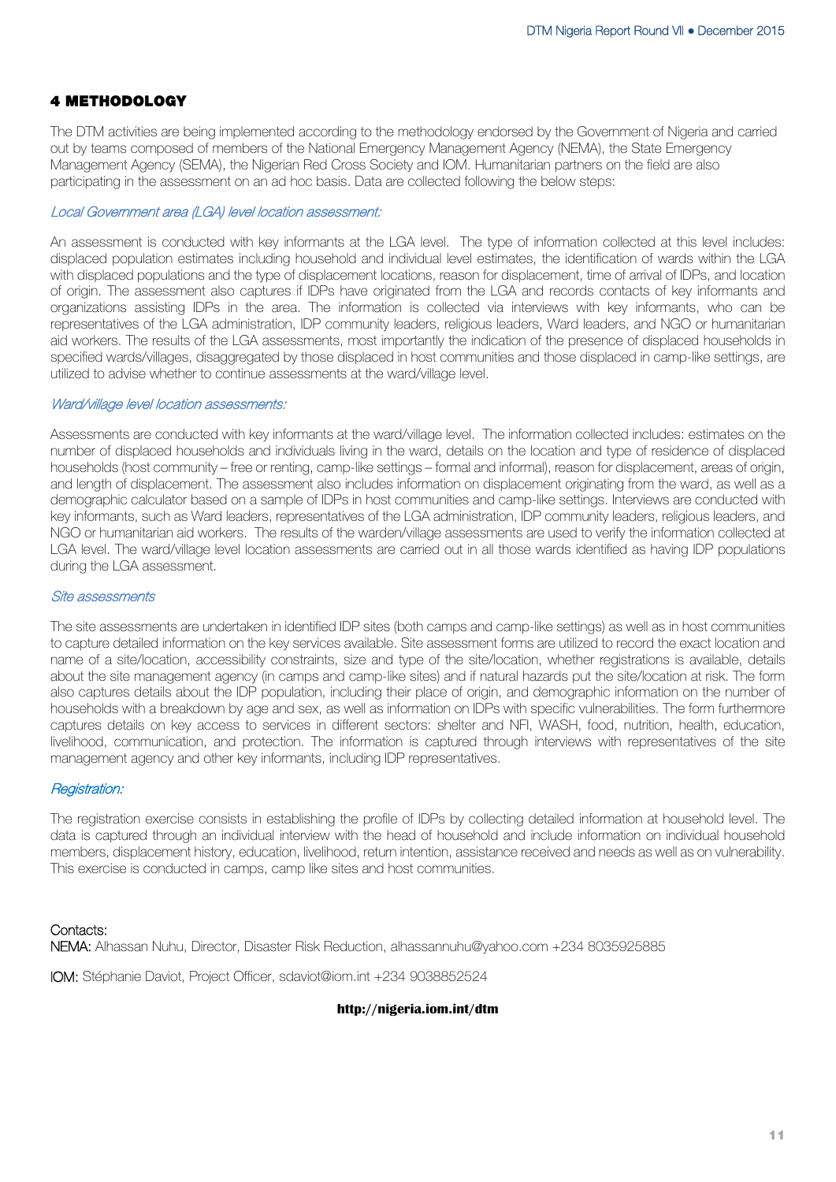## 4 METHODOLOGY

The DTM activities are being implemented according to the methodology endorsed by the Government of Nigeria and carried out by teams composed of members of the National Emergency Management Agency (NEMA), the State Emergency Management Agency (SEMA), the Nigerian Red Cross Society and IOM. Humanitarian partners on the field are also participating in the assessment on an ad hoc basis. Data are collected following the below steps:

*Local Government area (LGA) level location assessment:*

An assessment is conducted with key informants at the LGA level. The type of information collected at this level includes: displaced population estimates including household and individual level estimates, the identification of wards within the LGA with displaced populations and the type of displacement locations, reason for displacement, time of arrival of IDPs, and location of origin. The assessment also captures if IDPs have originated from the LGA and records contacts of key informants and organizations assisting IDPs in the area. The information is collected via interviews with key informants, who can be representatives of the LGA administration, IDP community leaders, religious leaders, Ward leaders, and NGO or humanitarian aid workers. The results of the LGA assessments, most importantly the indication of the presence of displaced households in specified wards/villages, disaggregated by those displaced in host communities and those displaced in camp-like settings, are utilized to advise whether to continue assessments at the ward/village level.

*Ward/village level location assessments:*

Assessments are conducted with key informants at the ward/village level. The information collected includes: estimates on the number of displaced households and individuals living in the ward, details on the location and type of residence of displaced households (host community – free or renting, camp-like settings – formal and informal), reason for displacement, areas of origin, and length of displacement. The assessment also includes information on displacement originating from the ward, as well as a demographic calculator based on a sample of IDPs in host communities and camp-like settings. Interviews are conducted with key informants, such as Ward leaders, representatives of the LGA administration, IDP community leaders, religious leaders, and NGO or humanitarian aid workers. The results of the warden/village assessments are used to verify the information collected at LGA level. The ward/village level location assessments are carried out in all those wards identified as having IDP populations during the LGA assessment.

*Site assessments*

The site assessments are undertaken in identified IDP sites (both camps and camp-like settings) as well as in host communities to capture detailed information on the key services available. Site assessment forms are utilized to record the exact location and name of a site/location, accessibility constraints, size and type of the site/location, whether registrations is available, details about the site management agency (in camps and camp-like sites) and if natural hazards put the site/location at risk. The form also captures details about the IDP population, including their place of origin, and demographic information on the number of households with a breakdown by age and sex, as well as information on IDPs with specific vulnerabilities. The form furthermore captures details on key access to services in different sectors: shelter and NFI, WASH, food, nutrition, health, education, livelihood, communication, and protection. The information is captured through interviews with representatives of the site management agency and other key informants, including IDP representatives.

*Registration:*

The registration exercise consists in establishing the profile of IDPs by collecting detailed information at household level. The data is captured through an individual interview with the head of household and include information on individual household members, displacement history, education, livelihood, return intention, assistance received and needs as well as on vulnerability. This exercise is conducted in camps, camp like sites and host communities.

Contacts:

NEMA: Alhassan Nuhu, Director, Disaster Risk Reduction, alhassannuhu@yahoo.com +234 8035925885

IOM: Stéphanie Daviot, Project Officer, sdaviot@iom.int +234 9038852524

**http://nigeria.iom.int/dtm**